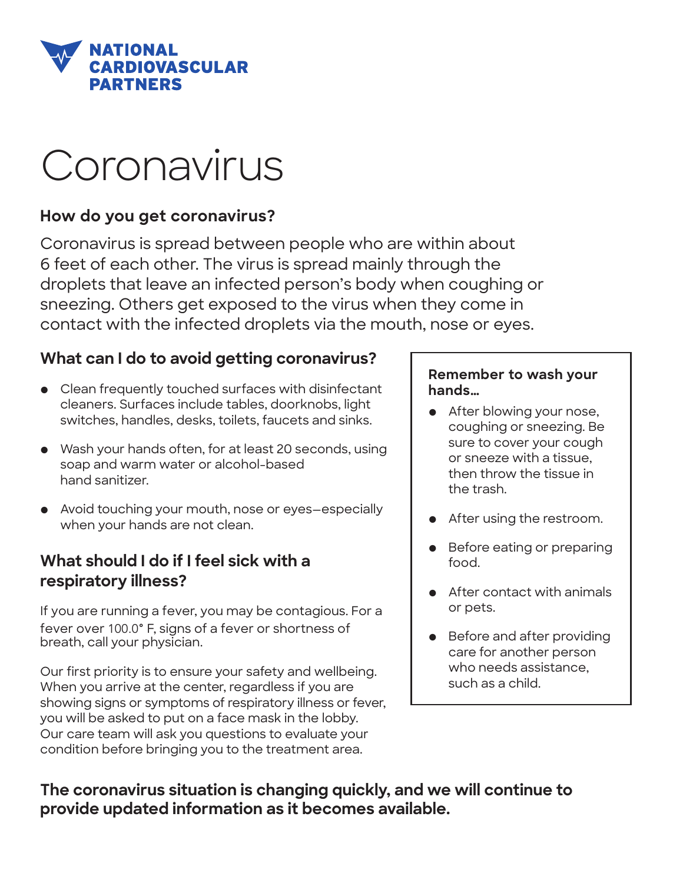**NATIONAL CARDIOVASCULAR PARTNERS**

# Coronavirus

## How do you get coronavirus?

Coronavirus is spread between people who are within about 6 feet of each other. The virus is spread mainly through the droplets that leave an infected person's body when coughing or sneezing. Others get exposed to the virus when they come in contact with the infected droplets via the mouth, nose or eyes.

## What can I do to avoid getting coronavirus?

- Clean frequently touched surfaces with disinfectant cleaners. Surfaces include tables, doorknobs, light switches, handles, desks, toilets, faucets and sinks.
- Wash your hands often, for at least 20 seconds, using soap and warm water or alcohol-based hand sanitizer.
- Avoid touching your mouth, nose or eyes—especially when your hands are not clean.

## What should I do if I feel sick with a respiratory illness?

If you are running a fever, you may be contagious. For a fever over 100.0° F, signs of a fever or shortness of breath, call your physician.

Our first priority is to ensure your safety and wellbeing. When you arrive at the center, regardless if you are showing signs or symptoms of respiratory illness or fever, you will be asked to put on a face mask in the lobby. Our care team will ask you questions to evaluate your condition before bringing you to the treatment area.

**Remember to wash your hands…**

- After blowing your nose, coughing or sneezing. Be sure to cover your cough or sneeze with a tissue, then throw the tissue in the trash.
- After using the restroom.
- Before eating or preparing food.
- After contact with animals or pets.
- Before and after providing care for another person who needs assistance, such as a child.

**The coronavirus situation is changing quickly, and we will continue to provide updated information as it becomes available.**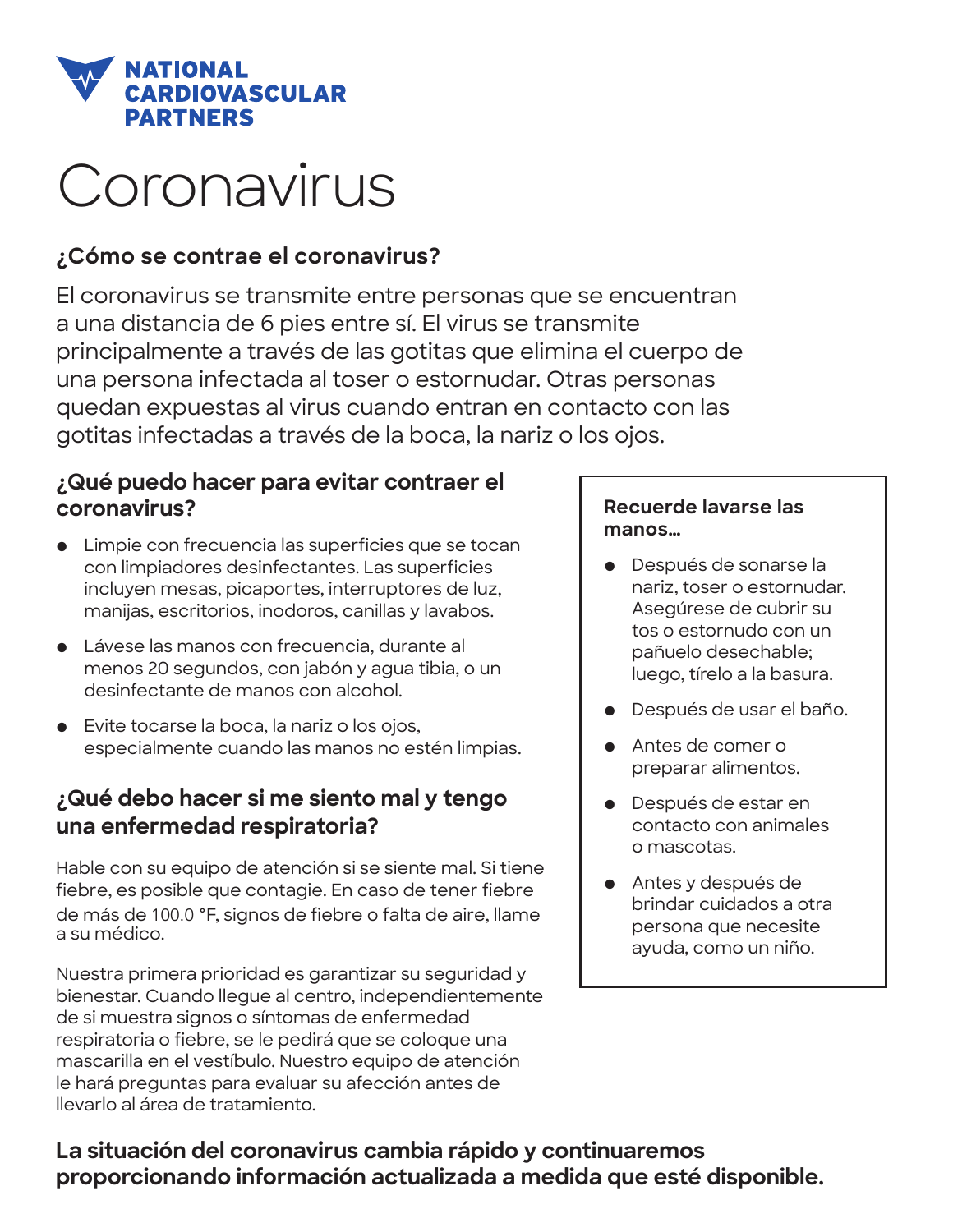**NATIONAL CARDIOVASCULAR PARTNERS**

# Coronavirus

## ¿Cómo se contrae el coronavirus?

El coronavirus se transmite entre personas que se encuentran a una distancia de 6 pies entre sí. El virus se transmite principalmente a través de las gotitas que elimina el cuerpo de una persona infectada al toser o estornudar. Otras personas quedan expuestas al virus cuando entran en contacto con las gotitas infectadas a través de la boca, la nariz o los ojos.

## ¿Qué puedo hacer para evitar contraer el coronavirus?

- Limpie con frecuencia las superficies que se tocan con limpiadores desinfectantes. Las superficies incluyen mesas, picaportes, interruptores de luz, manijas, escritorios, inodoros, canillas y lavabos.
- Lávese las manos con frecuencia, durante al menos 20 segundos, con jabón y agua tibia, o un desinfectante de manos con alcohol.
- Evite tocarse la boca, la nariz o los ojos, especialmente cuando las manos no estén limpias.

## ¿Qué debo hacer si me siento mal y tengo una enfermedad respiratoria?

Hable con su equipo de atención si se siente mal. Si tiene fiebre, es posible que contagie. En caso de tener fiebre de más de 100.0 °F, signos de fiebre o falta de aire, llame a su médico.

Nuestra primera prioridad es garantizar su seguridad y bienestar. Cuando llegue al centro, independientemente de si muestra signos o síntomas de enfermedad respiratoria o fiebre, se le pedirá que se coloque una mascarilla en el vestíbulo. Nuestro equipo de atención le hará preguntas para evaluar su afección antes de llevarlo al área de tratamiento.

**Recuerde lavarse las manos…**

- Después de sonarse la nariz, toser o estornudar. Asegúrese de cubrir su tos o estornudo con un pañuelo desechable; luego, tírelo a la basura.
- Después de usar el baño.
- Antes de comer o preparar alimentos.
- Después de estar en contacto con animales o mascotas.
- Antes y después de brindar cuidados a otra persona que necesite ayuda, como un niño.

**La situación del coronavirus cambia rápido y continuaremos proporcionando información actualizada a medida que esté disponible.**